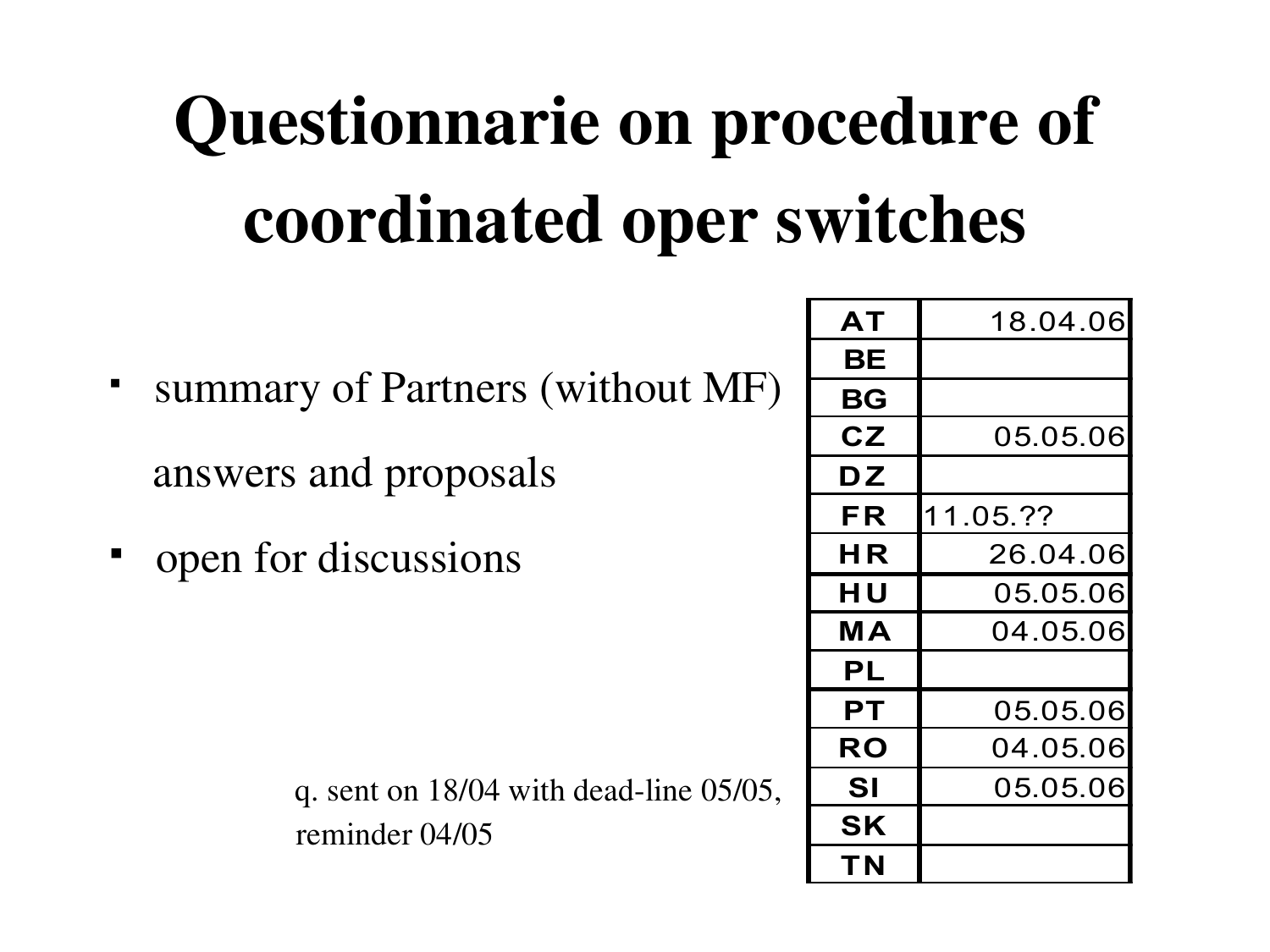# Questionnarie on procedure of coordinated oper switches

- summary of Partners (without MF)

  answers and proposals
- open for discussions

q. sent on 18/04 with dead-line 05/05,
reminder 04/05

| | |
|---|---|
| AT | 18.04.06 |
| BE | |
| BG | |
| CZ | 05.05.06 |
| DZ | |
| FR | 11.05.?? |
| HR | 26.04.06 |
| HU | 05.05.06 |
| MA | 04.05.06 |
| PL | |
| PT | 05.05.06 |
| RO | 04.05.06 |
| SI | 05.05.06 |
| SK | |
| TN | |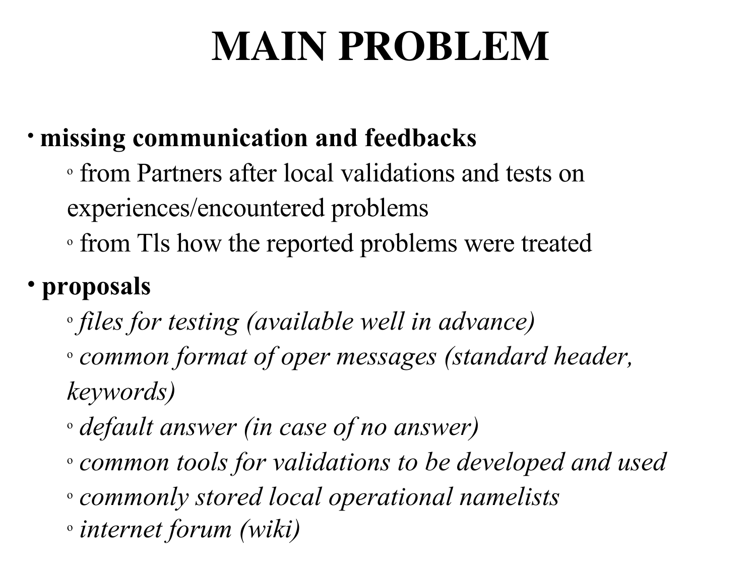# MAIN PROBLEM

- **missing communication and feedbacks**
  - from Partners after local validations and tests on experiences/encountered problems
  - from Tls how the reported problems were treated
- **proposals**
  - *files for testing (available well in advance)*
  - *common format of oper messages (standard header, keywords)*
  - *default answer (in case of no answer)*
  - *common tools for validations to be developed and used*
  - *commonly stored local operational namelists*
  - *internet forum (wiki)*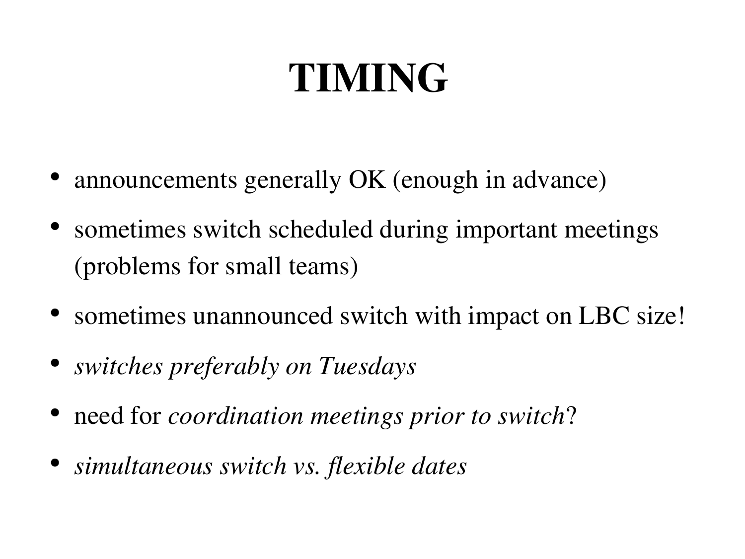# TIMING

- announcements generally OK (enough in advance)
- sometimes switch scheduled during important meetings (problems for small teams)
- sometimes unannounced switch with impact on LBC size!
- *switches preferably on Tuesdays*
- need for *coordination meetings prior to switch*?
- *simultaneous switch vs. flexible dates*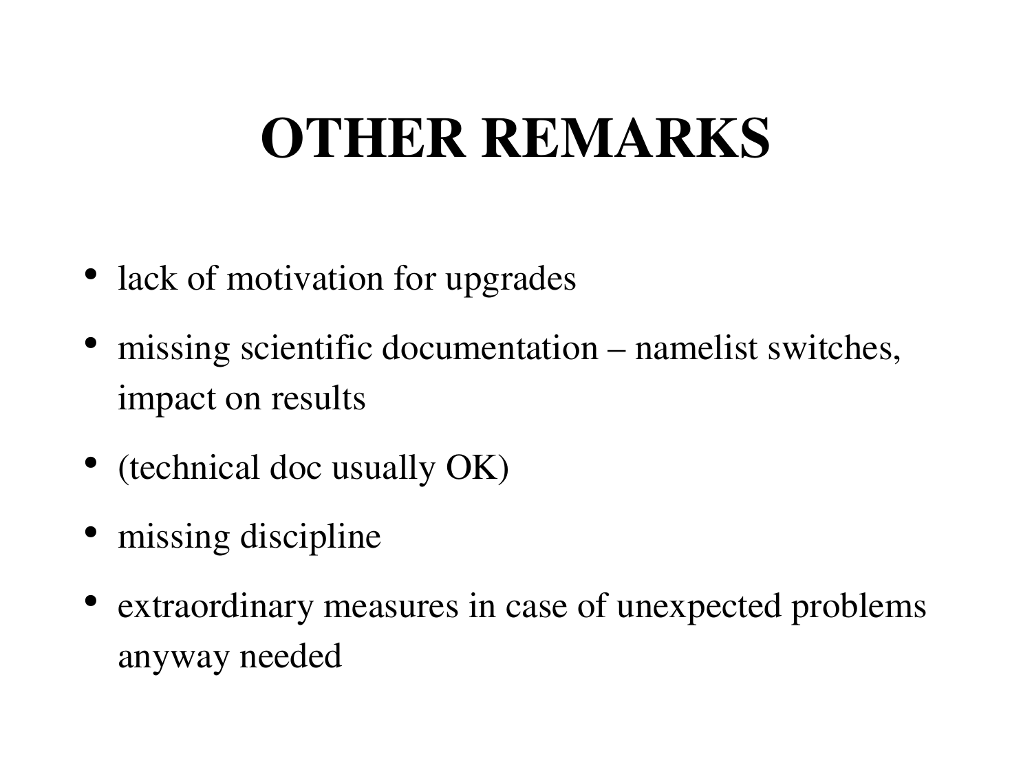# OTHER REMARKS

- lack of motivation for upgrades
- missing scientific documentation – namelist switches, impact on results
- (technical doc usually OK)
- missing discipline
- extraordinary measures in case of unexpected problems anyway needed